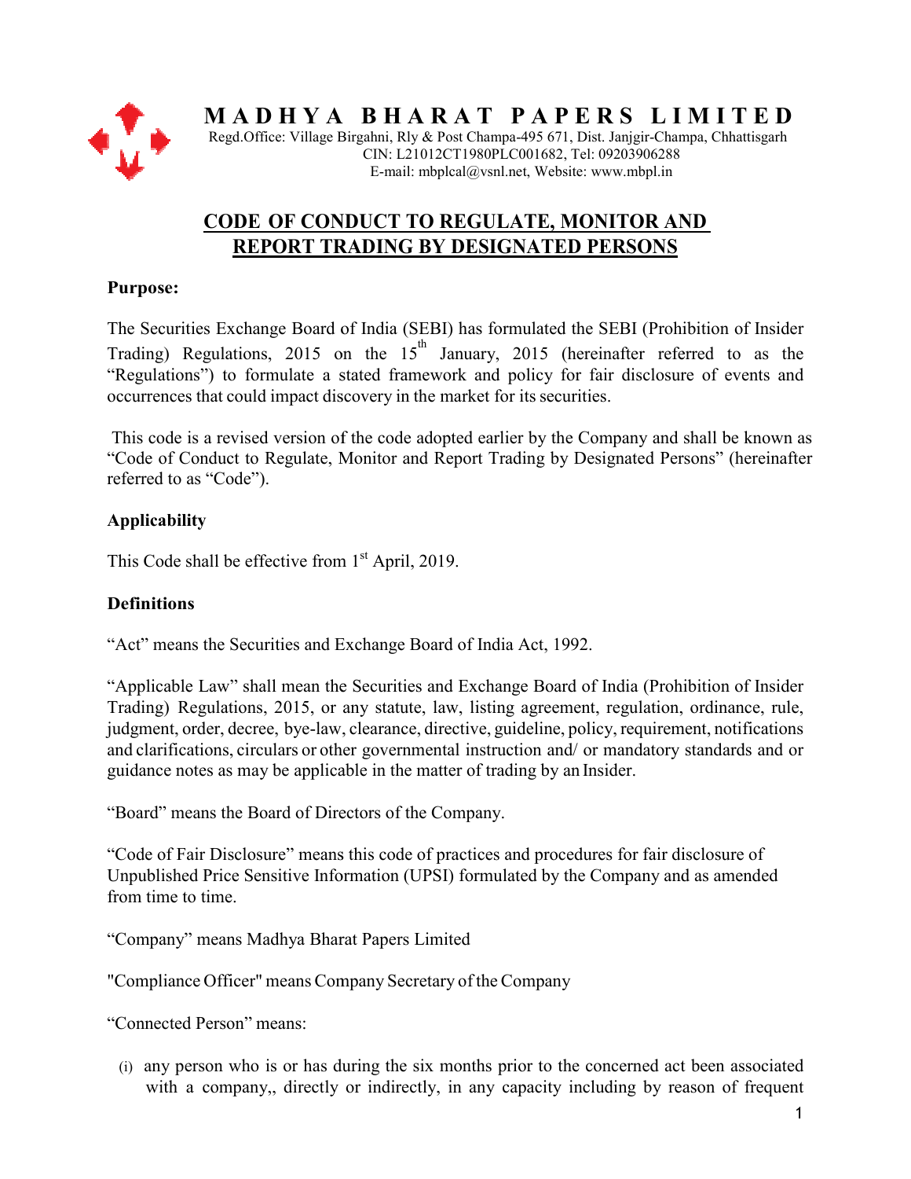# MADHYA BHARAT PAPERS LIMITED

Regd.Office: Village Birgahni, Rly & Post Champa-495 671, Dist. Janjgir-Champa, Chhattisgarh
CIN: L21012CT1980PLC001682, Tel: 09203906288
E-mail: mbplcal@vsnl.net, Website: www.mbpl.in

## CODE OF CONDUCT TO REGULATE, MONITOR AND REPORT TRADING BY DESIGNATED PERSONS

**Purpose:**

The Securities Exchange Board of India (SEBI) has formulated the SEBI (Prohibition of Insider Trading) Regulations, 2015 on the 15th January, 2015 (hereinafter referred to as the "Regulations") to formulate a stated framework and policy for fair disclosure of events and occurrences that could impact discovery in the market for its securities.

This code is a revised version of the code adopted earlier by the Company and shall be known as "Code of Conduct to Regulate, Monitor and Report Trading by Designated Persons" (hereinafter referred to as "Code").

**Applicability**

This Code shall be effective from 1st April, 2019.

**Definitions**

"Act" means the Securities and Exchange Board of India Act, 1992.

"Applicable Law" shall mean the Securities and Exchange Board of India (Prohibition of Insider Trading) Regulations, 2015, or any statute, law, listing agreement, regulation, ordinance, rule, judgment, order, decree, bye-law, clearance, directive, guideline, policy, requirement, notifications and clarifications, circulars or other governmental instruction and/ or mandatory standards and or guidance notes as may be applicable in the matter of trading by an Insider.

"Board" means the Board of Directors of the Company.

"Code of Fair Disclosure" means this code of practices and procedures for fair disclosure of Unpublished Price Sensitive Information (UPSI) formulated by the Company and as amended from time to time.

"Company" means Madhya Bharat Papers Limited

"Compliance Officer" means Company Secretary of the Company

"Connected Person" means:

(i) any person who is or has during the six months prior to the concerned act been associated with a company,, directly or indirectly, in any capacity including by reason of frequent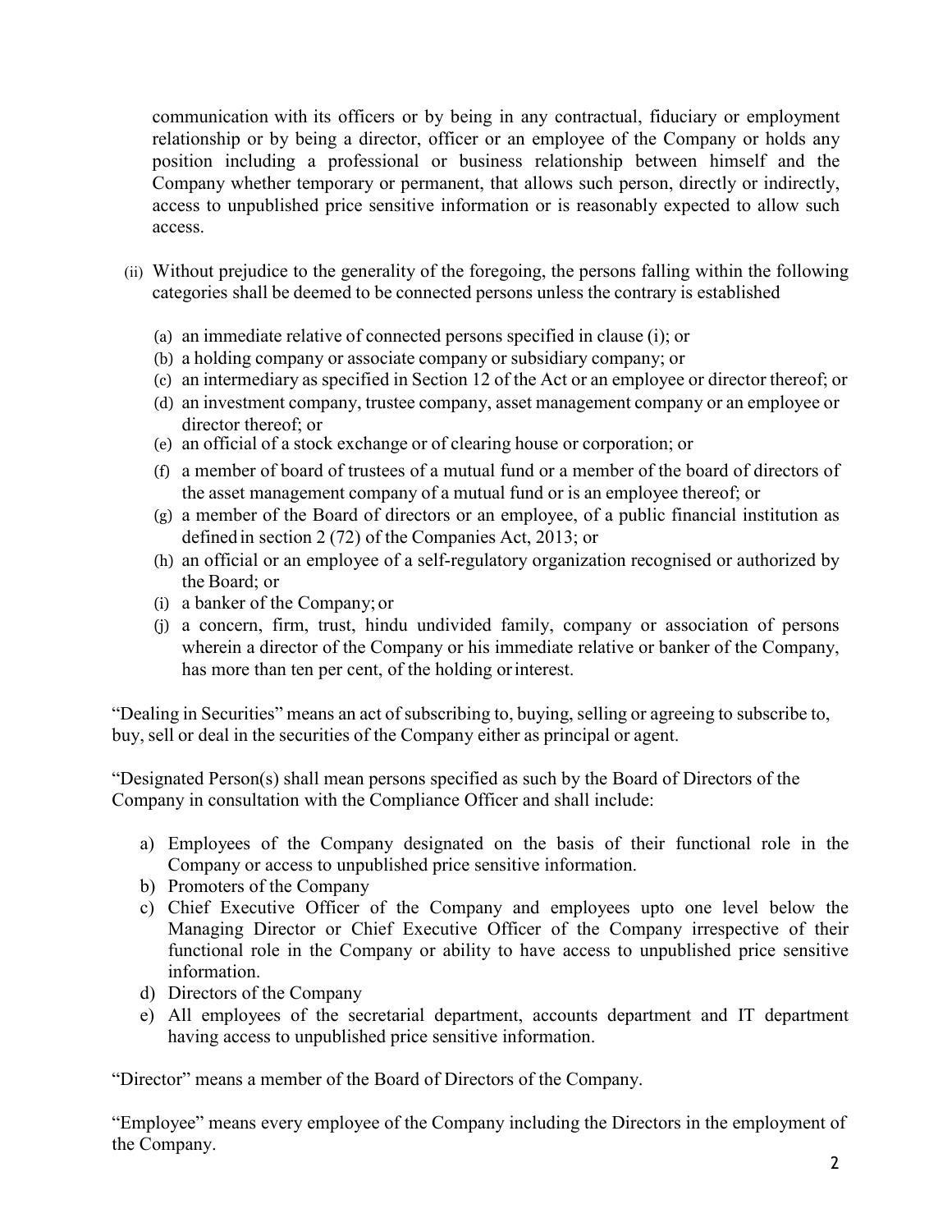communication with its officers or by being in any contractual, fiduciary or employment relationship or by being a director, officer or an employee of the Company or holds any position including a professional or business relationship between himself and the Company whether temporary or permanent, that allows such person, directly or indirectly, access to unpublished price sensitive information or is reasonably expected to allow such access.

(ii) Without prejudice to the generality of the foregoing, the persons falling within the following categories shall be deemed to be connected persons unless the contrary is established

(a) an immediate relative of connected persons specified in clause (i); or
(b) a holding company or associate company or subsidiary company; or
(c) an intermediary as specified in Section 12 of the Act or an employee or director thereof; or
(d) an investment company, trustee company, asset management company or an employee or director thereof; or
(e) an official of a stock exchange or of clearing house or corporation; or
(f) a member of board of trustees of a mutual fund or a member of the board of directors of the asset management company of a mutual fund or is an employee thereof; or
(g) a member of the Board of directors or an employee, of a public financial institution as defined in section 2 (72) of the Companies Act, 2013; or
(h) an official or an employee of a self-regulatory organization recognised or authorized by the Board; or
(i) a banker of the Company; or
(j) a concern, firm, trust, hindu undivided family, company or association of persons wherein a director of the Company or his immediate relative or banker of the Company, has more than ten per cent, of the holding or interest.

"Dealing in Securities" means an act of subscribing to, buying, selling or agreeing to subscribe to, buy, sell or deal in the securities of the Company either as principal or agent.

"Designated Person(s) shall mean persons specified as such by the Board of Directors of the Company in consultation with the Compliance Officer and shall include:

a) Employees of the Company designated on the basis of their functional role in the Company or access to unpublished price sensitive information.
b) Promoters of the Company
c) Chief Executive Officer of the Company and employees upto one level below the Managing Director or Chief Executive Officer of the Company irrespective of their functional role in the Company or ability to have access to unpublished price sensitive information.
d) Directors of the Company
e) All employees of the secretarial department, accounts department and IT department having access to unpublished price sensitive information.

"Director" means a member of the Board of Directors of the Company.

"Employee" means every employee of the Company including the Directors in the employment of the Company.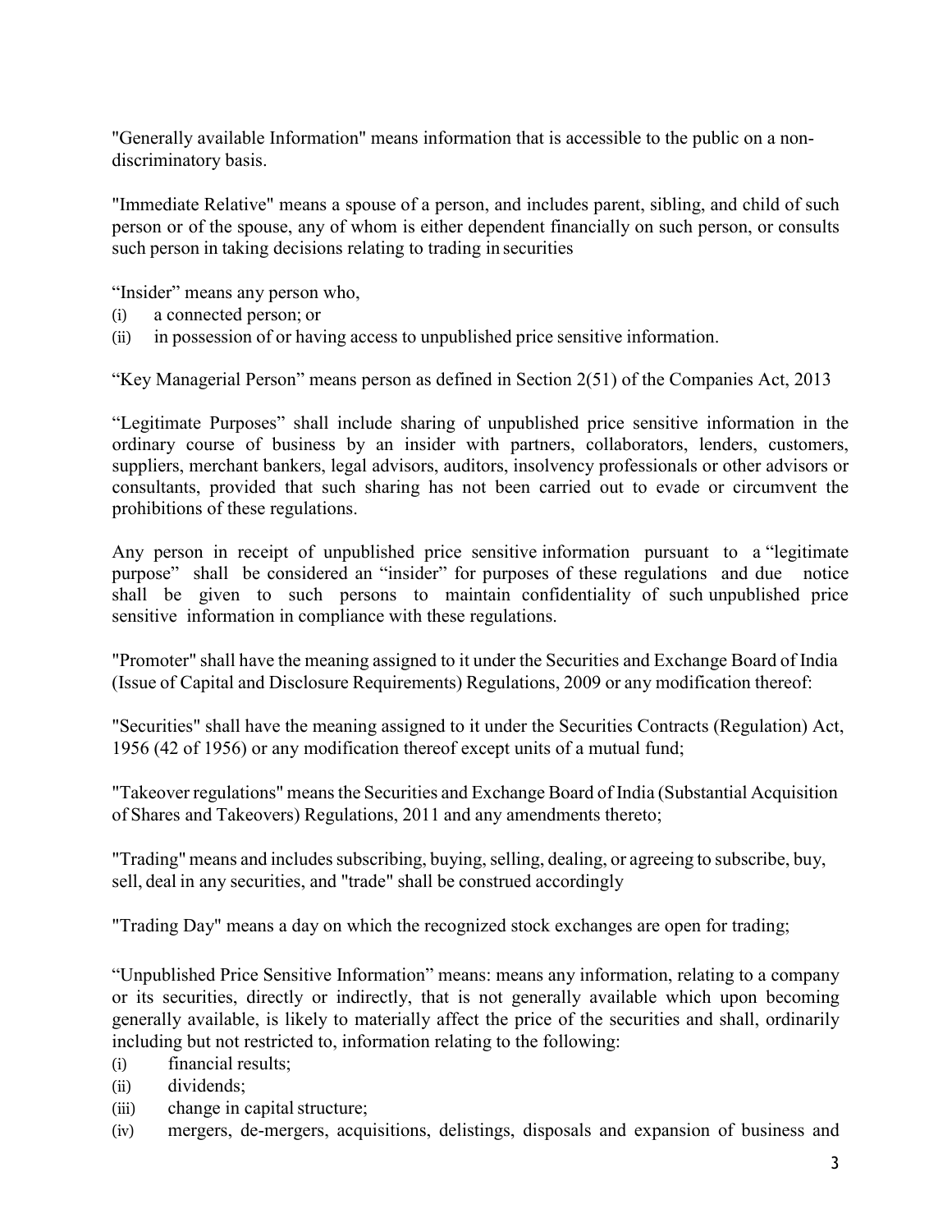"Generally available Information" means information that is accessible to the public on a non-discriminatory basis.

"Immediate Relative" means a spouse of a person, and includes parent, sibling, and child of such person or of the spouse, any of whom is either dependent financially on such person, or consults such person in taking decisions relating to trading in securities

"Insider" means any person who,

(i) a connected person; or
(ii) in possession of or having access to unpublished price sensitive information.

"Key Managerial Person" means person as defined in Section 2(51) of the Companies Act, 2013

"Legitimate Purposes" shall include sharing of unpublished price sensitive information in the ordinary course of business by an insider with partners, collaborators, lenders, customers, suppliers, merchant bankers, legal advisors, auditors, insolvency professionals or other advisors or consultants, provided that such sharing has not been carried out to evade or circumvent the prohibitions of these regulations.

Any person in receipt of unpublished price sensitive information pursuant to a "legitimate purpose" shall be considered an "insider" for purposes of these regulations and due notice shall be given to such persons to maintain confidentiality of such unpublished price sensitive information in compliance with these regulations.

"Promoter" shall have the meaning assigned to it under the Securities and Exchange Board of India (Issue of Capital and Disclosure Requirements) Regulations, 2009 or any modification thereof:

"Securities" shall have the meaning assigned to it under the Securities Contracts (Regulation) Act, 1956 (42 of 1956) or any modification thereof except units of a mutual fund;

"Takeover regulations" means the Securities and Exchange Board of India (Substantial Acquisition of Shares and Takeovers) Regulations, 2011 and any amendments thereto;

"Trading" means and includes subscribing, buying, selling, dealing, or agreeing to subscribe, buy, sell, deal in any securities, and "trade" shall be construed accordingly

"Trading Day" means a day on which the recognized stock exchanges are open for trading;

"Unpublished Price Sensitive Information" means: means any information, relating to a company or its securities, directly or indirectly, that is not generally available which upon becoming generally available, is likely to materially affect the price of the securities and shall, ordinarily including but not restricted to, information relating to the following:

(i) financial results;
(ii) dividends;
(iii) change in capital structure;
(iv) mergers, de-mergers, acquisitions, delistings, disposals and expansion of business and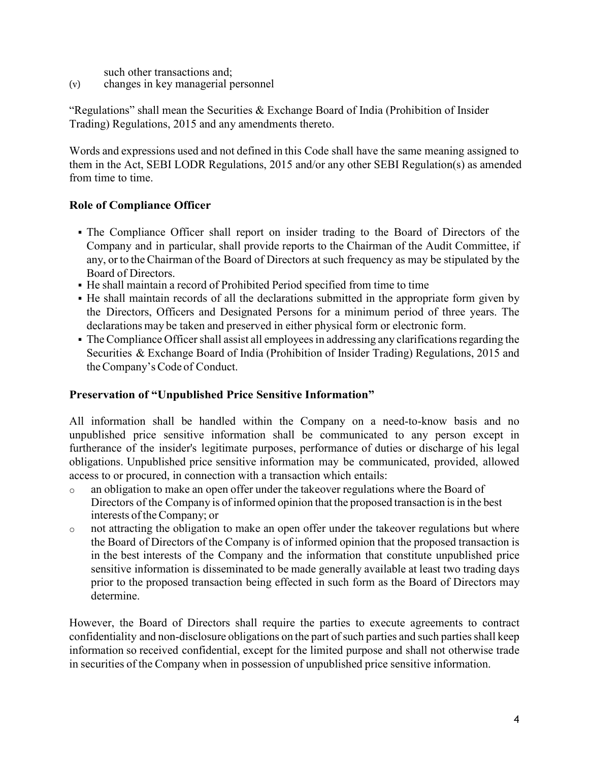such other transactions and;

(v) changes in key managerial personnel

"Regulations" shall mean the Securities & Exchange Board of India (Prohibition of Insider Trading) Regulations, 2015 and any amendments thereto.

Words and expressions used and not defined in this Code shall have the same meaning assigned to them in the Act, SEBI LODR Regulations, 2015 and/or any other SEBI Regulation(s) as amended from time to time.

## Role of Compliance Officer

- The Compliance Officer shall report on insider trading to the Board of Directors of the Company and in particular, shall provide reports to the Chairman of the Audit Committee, if any, or to the Chairman of the Board of Directors at such frequency as may be stipulated by the Board of Directors.
- He shall maintain a record of Prohibited Period specified from time to time
- He shall maintain records of all the declarations submitted in the appropriate form given by the Directors, Officers and Designated Persons for a minimum period of three years. The declarations may be taken and preserved in either physical form or electronic form.
- The Compliance Officer shall assist all employees in addressing any clarifications regarding the Securities & Exchange Board of India (Prohibition of Insider Trading) Regulations, 2015 and the Company's Code of Conduct.

## Preservation of "Unpublished Price Sensitive Information"

All information shall be handled within the Company on a need-to-know basis and no unpublished price sensitive information shall be communicated to any person except in furtherance of the insider's legitimate purposes, performance of duties or discharge of his legal obligations. Unpublished price sensitive information may be communicated, provided, allowed access to or procured, in connection with a transaction which entails:

- an obligation to make an open offer under the takeover regulations where the Board of Directors of the Company is of informed opinion that the proposed transaction is in the best interests of the Company; or
- not attracting the obligation to make an open offer under the takeover regulations but where the Board of Directors of the Company is of informed opinion that the proposed transaction is in the best interests of the Company and the information that constitute unpublished price sensitive information is disseminated to be made generally available at least two trading days prior to the proposed transaction being effected in such form as the Board of Directors may determine.

However, the Board of Directors shall require the parties to execute agreements to contract confidentiality and non-disclosure obligations on the part of such parties and such parties shall keep information so received confidential, except for the limited purpose and shall not otherwise trade in securities of the Company when in possession of unpublished price sensitive information.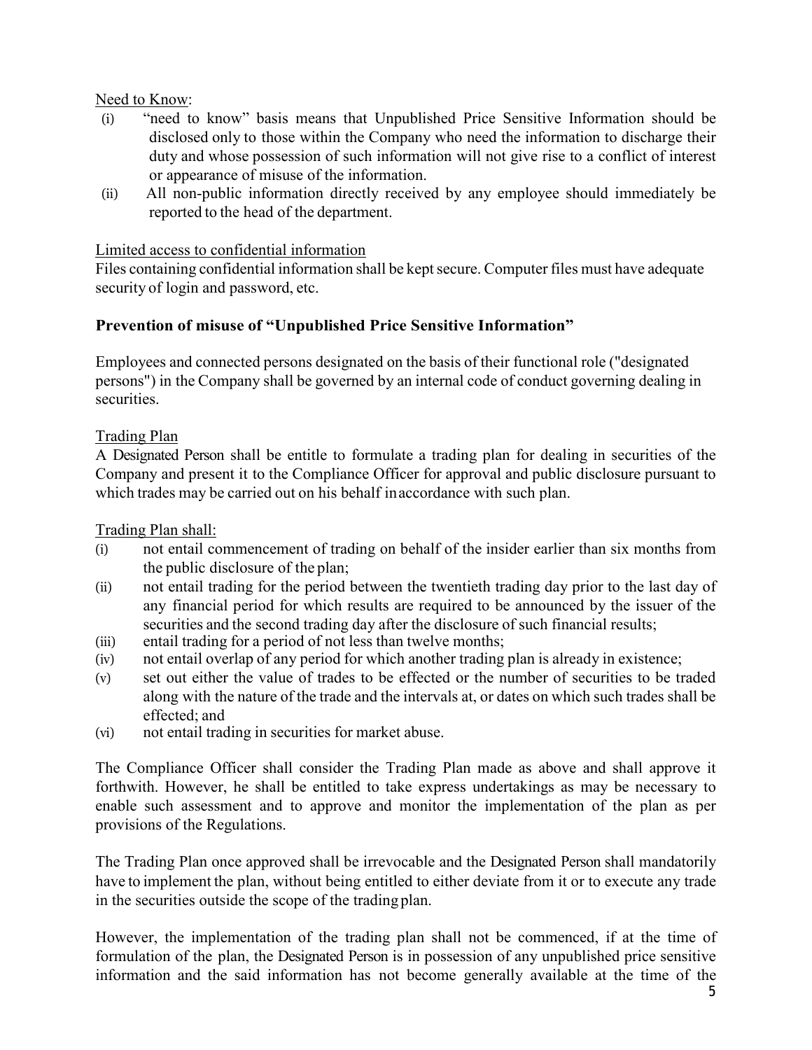Need to Know:

(i) "need to know" basis means that Unpublished Price Sensitive Information should be disclosed only to those within the Company who need the information to discharge their duty and whose possession of such information will not give rise to a conflict of interest or appearance of misuse of the information.

(ii) All non-public information directly received by any employee should immediately be reported to the head of the department.

Limited access to confidential information

Files containing confidential information shall be kept secure. Computer files must have adequate security of login and password, etc.

**Prevention of misuse of "Unpublished Price Sensitive Information"**

Employees and connected persons designated on the basis of their functional role ("designated persons") in the Company shall be governed by an internal code of conduct governing dealing in securities.

Trading Plan

A Designated Person shall be entitle to formulate a trading plan for dealing in securities of the Company and present it to the Compliance Officer for approval and public disclosure pursuant to which trades may be carried out on his behalf in accordance with such plan.

Trading Plan shall:

(i) not entail commencement of trading on behalf of the insider earlier than six months from the public disclosure of the plan;

(ii) not entail trading for the period between the twentieth trading day prior to the last day of any financial period for which results are required to be announced by the issuer of the securities and the second trading day after the disclosure of such financial results;

(iii) entail trading for a period of not less than twelve months;

(iv) not entail overlap of any period for which another trading plan is already in existence;

(v) set out either the value of trades to be effected or the number of securities to be traded along with the nature of the trade and the intervals at, or dates on which such trades shall be effected; and

(vi) not entail trading in securities for market abuse.

The Compliance Officer shall consider the Trading Plan made as above and shall approve it forthwith. However, he shall be entitled to take express undertakings as may be necessary to enable such assessment and to approve and monitor the implementation of the plan as per provisions of the Regulations.

The Trading Plan once approved shall be irrevocable and the Designated Person shall mandatorily have to implement the plan, without being entitled to either deviate from it or to execute any trade in the securities outside the scope of the trading plan.

However, the implementation of the trading plan shall not be commenced, if at the time of formulation of the plan, the Designated Person is in possession of any unpublished price sensitive information and the said information has not become generally available at the time of the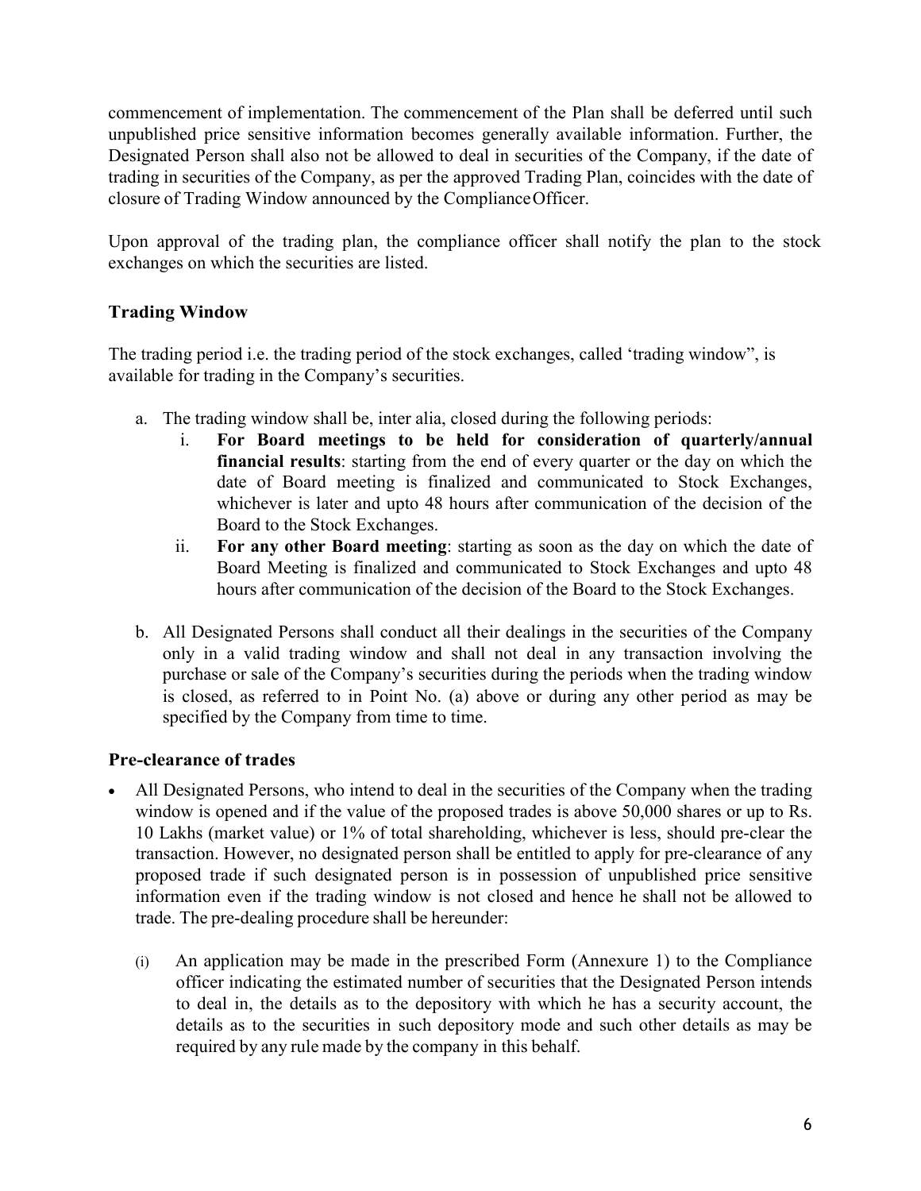commencement of implementation. The commencement of the Plan shall be deferred until such unpublished price sensitive information becomes generally available information. Further, the Designated Person shall also not be allowed to deal in securities of the Company, if the date of trading in securities of the Company, as per the approved Trading Plan, coincides with the date of closure of Trading Window announced by the Compliance Officer.

Upon approval of the trading plan, the compliance officer shall notify the plan to the stock exchanges on which the securities are listed.

### Trading Window

The trading period i.e. the trading period of the stock exchanges, called 'trading window", is available for trading in the Company's securities.

a. The trading window shall be, inter alia, closed during the following periods:
   i. **For Board meetings to be held for consideration of quarterly/annual financial results**: starting from the end of every quarter or the day on which the date of Board meeting is finalized and communicated to Stock Exchanges, whichever is later and upto 48 hours after communication of the decision of the Board to the Stock Exchanges.
   ii. **For any other Board meeting**: starting as soon as the day on which the date of Board Meeting is finalized and communicated to Stock Exchanges and upto 48 hours after communication of the decision of the Board to the Stock Exchanges.

b. All Designated Persons shall conduct all their dealings in the securities of the Company only in a valid trading window and shall not deal in any transaction involving the purchase or sale of the Company's securities during the periods when the trading window is closed, as referred to in Point No. (a) above or during any other period as may be specified by the Company from time to time.

### Pre-clearance of trades

- All Designated Persons, who intend to deal in the securities of the Company when the trading window is opened and if the value of the proposed trades is above 50,000 shares or up to Rs. 10 Lakhs (market value) or 1% of total shareholding, whichever is less, should pre-clear the transaction. However, no designated person shall be entitled to apply for pre-clearance of any proposed trade if such designated person is in possession of unpublished price sensitive information even if the trading window is not closed and hence he shall not be allowed to trade. The pre-dealing procedure shall be hereunder:

  (i) An application may be made in the prescribed Form (Annexure 1) to the Compliance officer indicating the estimated number of securities that the Designated Person intends to deal in, the details as to the depository with which he has a security account, the details as to the securities in such depository mode and such other details as may be required by any rule made by the company in this behalf.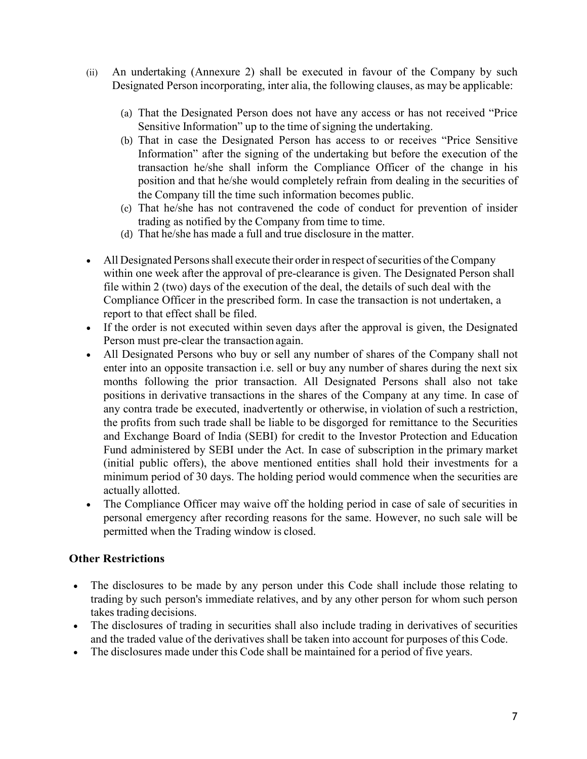(ii) An undertaking (Annexure 2) shall be executed in favour of the Company by such Designated Person incorporating, inter alia, the following clauses, as may be applicable:

   (a) That the Designated Person does not have any access or has not received "Price Sensitive Information" up to the time of signing the undertaking.
   (b) That in case the Designated Person has access to or receives "Price Sensitive Information" after the signing of the undertaking but before the execution of the transaction he/she shall inform the Compliance Officer of the change in his position and that he/she would completely refrain from dealing in the securities of the Company till the time such information becomes public.
   (c) That he/she has not contravened the code of conduct for prevention of insider trading as notified by the Company from time to time.
   (d) That he/she has made a full and true disclosure in the matter.

- All Designated Persons shall execute their order in respect of securities of the Company within one week after the approval of pre-clearance is given. The Designated Person shall file within 2 (two) days of the execution of the deal, the details of such deal with the Compliance Officer in the prescribed form. In case the transaction is not undertaken, a report to that effect shall be filed.
- If the order is not executed within seven days after the approval is given, the Designated Person must pre-clear the transaction again.
- All Designated Persons who buy or sell any number of shares of the Company shall not enter into an opposite transaction i.e. sell or buy any number of shares during the next six months following the prior transaction. All Designated Persons shall also not take positions in derivative transactions in the shares of the Company at any time. In case of any contra trade be executed, inadvertently or otherwise, in violation of such a restriction, the profits from such trade shall be liable to be disgorged for remittance to the Securities and Exchange Board of India (SEBI) for credit to the Investor Protection and Education Fund administered by SEBI under the Act. In case of subscription in the primary market (initial public offers), the above mentioned entities shall hold their investments for a minimum period of 30 days. The holding period would commence when the securities are actually allotted.
- The Compliance Officer may waive off the holding period in case of sale of securities in personal emergency after recording reasons for the same. However, no such sale will be permitted when the Trading window is closed.

## Other Restrictions

- The disclosures to be made by any person under this Code shall include those relating to trading by such person's immediate relatives, and by any other person for whom such person takes trading decisions.
- The disclosures of trading in securities shall also include trading in derivatives of securities and the traded value of the derivatives shall be taken into account for purposes of this Code.
- The disclosures made under this Code shall be maintained for a period of five years.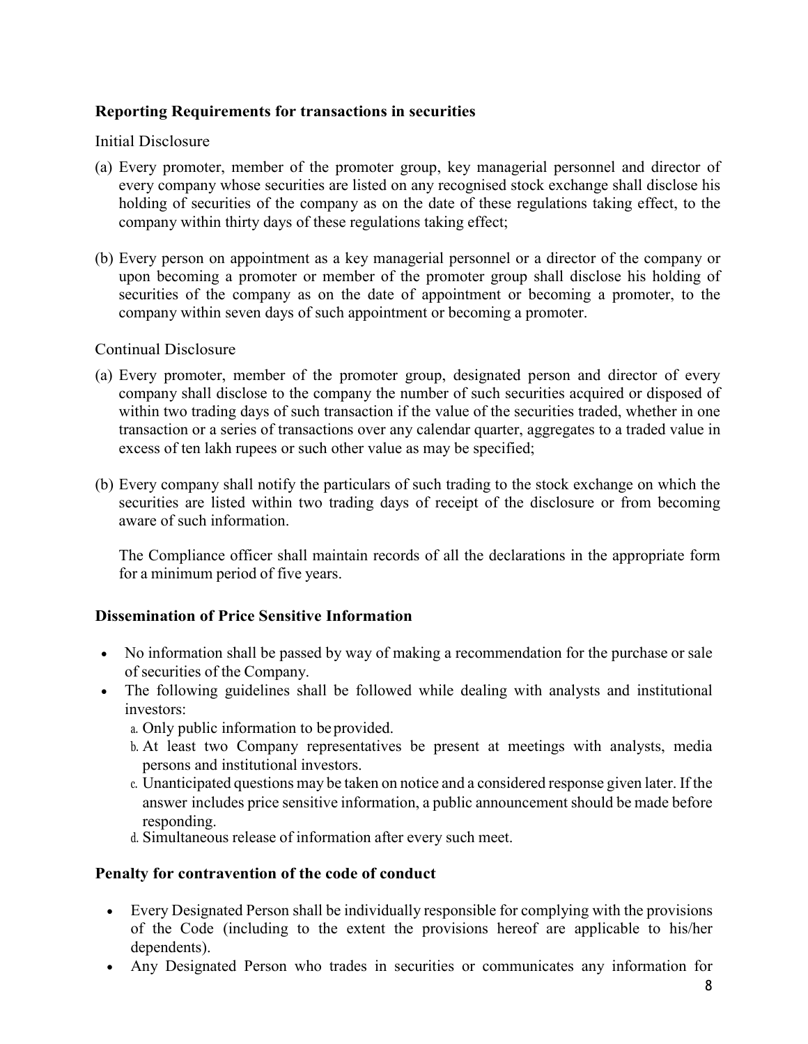### Reporting Requirements for transactions in securities

Initial Disclosure

(a) Every promoter, member of the promoter group, key managerial personnel and director of every company whose securities are listed on any recognised stock exchange shall disclose his holding of securities of the company as on the date of these regulations taking effect, to the company within thirty days of these regulations taking effect;

(b) Every person on appointment as a key managerial personnel or a director of the company or upon becoming a promoter or member of the promoter group shall disclose his holding of securities of the company as on the date of appointment or becoming a promoter, to the company within seven days of such appointment or becoming a promoter.

Continual Disclosure

(a) Every promoter, member of the promoter group, designated person and director of every company shall disclose to the company the number of such securities acquired or disposed of within two trading days of such transaction if the value of the securities traded, whether in one transaction or a series of transactions over any calendar quarter, aggregates to a traded value in excess of ten lakh rupees or such other value as may be specified;

(b) Every company shall notify the particulars of such trading to the stock exchange on which the securities are listed within two trading days of receipt of the disclosure or from becoming aware of such information.

The Compliance officer shall maintain records of all the declarations in the appropriate form for a minimum period of five years.

### Dissemination of Price Sensitive Information

- No information shall be passed by way of making a recommendation for the purchase or sale of securities of the Company.
- The following guidelines shall be followed while dealing with analysts and institutional investors:
  a. Only public information to be provided.
  b. At least two Company representatives be present at meetings with analysts, media persons and institutional investors.
  c. Unanticipated questions may be taken on notice and a considered response given later. If the answer includes price sensitive information, a public announcement should be made before responding.
  d. Simultaneous release of information after every such meet.

### Penalty for contravention of the code of conduct

- Every Designated Person shall be individually responsible for complying with the provisions of the Code (including to the extent the provisions hereof are applicable to his/her dependents).
- Any Designated Person who trades in securities or communicates any information for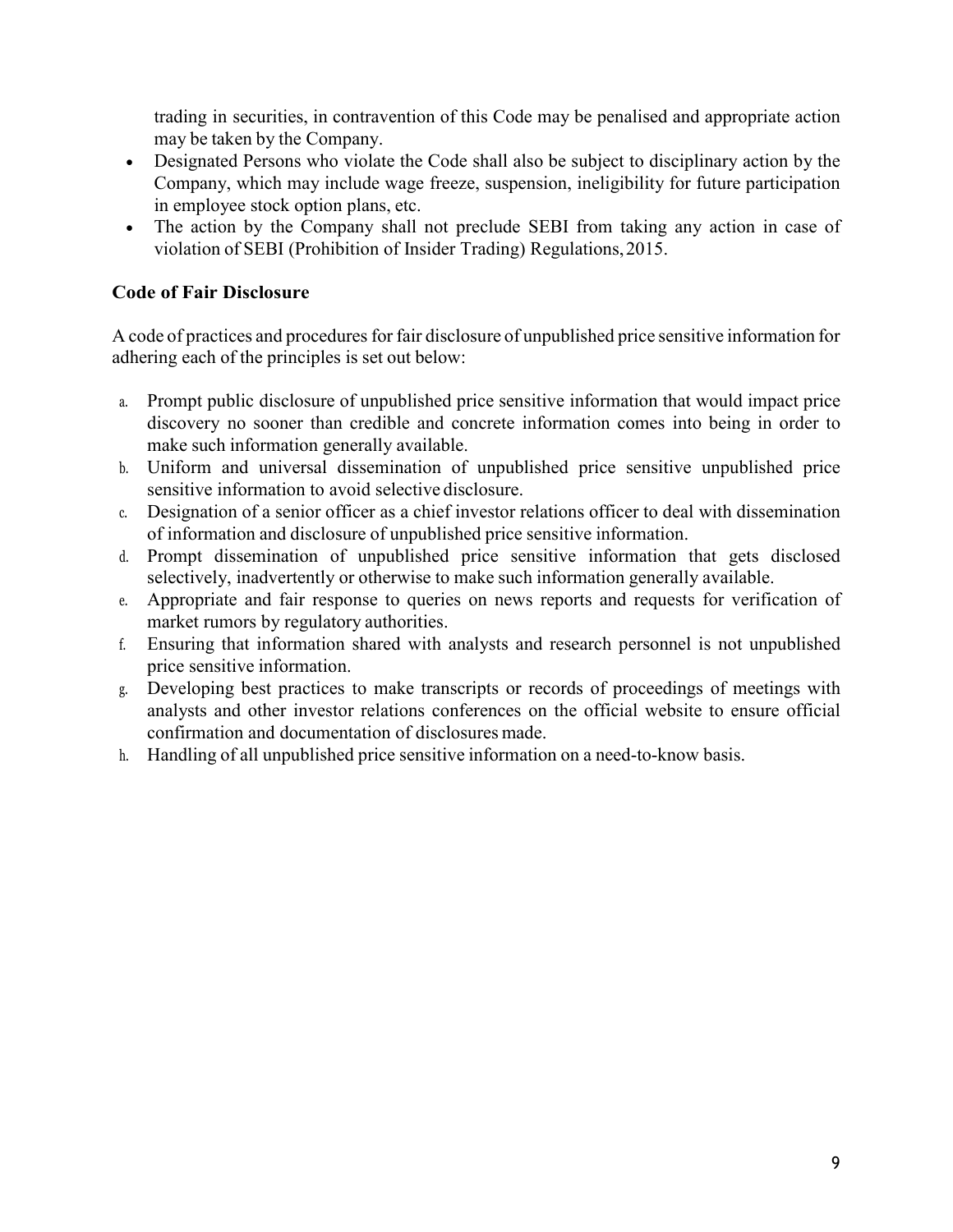trading in securities, in contravention of this Code may be penalised and appropriate action may be taken by the Company.

- Designated Persons who violate the Code shall also be subject to disciplinary action by the Company, which may include wage freeze, suspension, ineligibility for future participation in employee stock option plans, etc.
- The action by the Company shall not preclude SEBI from taking any action in case of violation of SEBI (Prohibition of Insider Trading) Regulations, 2015.

**Code of Fair Disclosure**

A code of practices and procedures for fair disclosure of unpublished price sensitive information for adhering each of the principles is set out below:

a. Prompt public disclosure of unpublished price sensitive information that would impact price discovery no sooner than credible and concrete information comes into being in order to make such information generally available.
b. Uniform and universal dissemination of unpublished price sensitive unpublished price sensitive information to avoid selective disclosure.
c. Designation of a senior officer as a chief investor relations officer to deal with dissemination of information and disclosure of unpublished price sensitive information.
d. Prompt dissemination of unpublished price sensitive information that gets disclosed selectively, inadvertently or otherwise to make such information generally available.
e. Appropriate and fair response to queries on news reports and requests for verification of market rumors by regulatory authorities.
f. Ensuring that information shared with analysts and research personnel is not unpublished price sensitive information.
g. Developing best practices to make transcripts or records of proceedings of meetings with analysts and other investor relations conferences on the official website to ensure official confirmation and documentation of disclosures made.
h. Handling of all unpublished price sensitive information on a need-to-know basis.